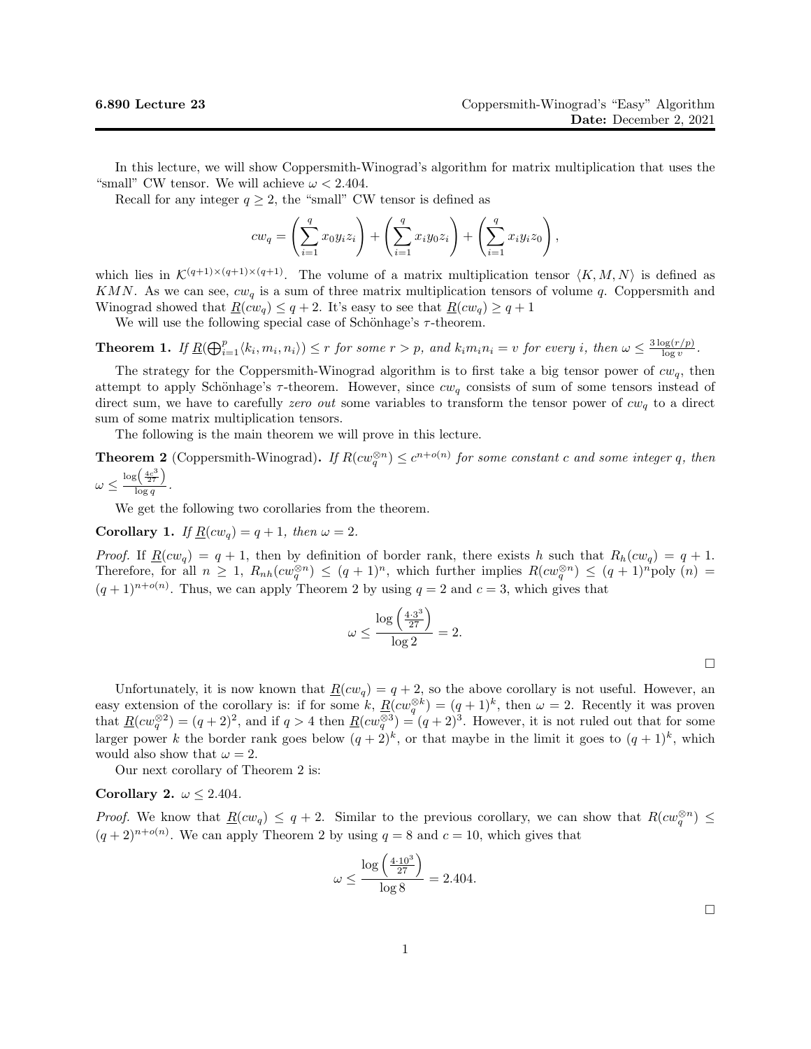**6.890 Lecture 23** Coppersmith-Winograd's "Easy" Algorithm

**Date:** December 2, 2021

In this lecture, we will show Coppersmith-Winograd's algorithm for matrix multiplication that uses the "small" CW tensor. We will achieve $\omega < 2.404$.

Recall for any integer $q \geq 2$, the "small" CW tensor is defined as

$$cw_q = \left(\sum_{i=1}^{q} x_0 y_i z_i\right) + \left(\sum_{i=1}^{q} x_i y_0 z_i\right) + \left(\sum_{i=1}^{q} x_i y_i z_0\right),$$

which lies in $\mathcal{K}^{(q+1)\times(q+1)\times(q+1)}$. The volume of a matrix multiplication tensor $\langle K, M, N\rangle$ is defined as $KMN$. As we can see, $cw_q$ is a sum of three matrix multiplication tensors of volume $q$. Coppersmith and Winograd showed that $\underline{R}(cw_q) \leq q+2$. It's easy to see that $\underline{R}(cw_q) \geq q+1$

We will use the following special case of Schönhage's $\tau$-theorem.

**Theorem 1.** *If $\underline{R}(\bigoplus_{i=1}^{p}\langle k_i, m_i, n_i\rangle) \leq r$ for some $r > p$, and $k_i m_i n_i = v$ for every $i$, then $\omega \leq \frac{3\log(r/p)}{\log v}$.*

The strategy for the Coppersmith-Winograd algorithm is to first take a big tensor power of $cw_q$, then attempt to apply Schönhage's $\tau$-theorem. However, since $cw_q$ consists of sum of some tensors instead of direct sum, we have to carefully *zero out* some variables to transform the tensor power of $cw_q$ to a direct sum of some matrix multiplication tensors.

The following is the main theorem we will prove in this lecture.

**Theorem 2** (Coppersmith-Winograd)**.** *If $R(cw_q^{\otimes n}) \leq c^{n+o(n)}$ for some constant $c$ and some integer $q$, then $\omega \leq \frac{\log\left(\frac{4c^3}{27}\right)}{\log q}$.*

We get the following two corollaries from the theorem.

**Corollary 1.** *If $\underline{R}(cw_q) = q+1$, then $\omega = 2$.*

*Proof.* If $\underline{R}(cw_q) = q+1$, then by definition of border rank, there exists $h$ such that $R_h(cw_q) = q+1$. Therefore, for all $n \geq 1$, $R_{nh}(cw_q^{\otimes n}) \leq (q+1)^n$, which further implies $R(cw_q^{\otimes n}) \leq (q+1)^n \text{poly}(n) = (q+1)^{n+o(n)}$. Thus, we can apply Theorem 2 by using $q = 2$ and $c = 3$, which gives that

$$\omega \leq \frac{\log\left(\frac{4\cdot 3^3}{27}\right)}{\log 2} = 2.$$

$\square$

Unfortunately, it is now known that $\underline{R}(cw_q) = q+2$, so the above corollary is not useful. However, an easy extension of the corollary is: if for some $k$, $\underline{R}(cw_q^{\otimes k}) = (q+1)^k$, then $\omega = 2$. Recently it was proven that $\underline{R}(cw_q^{\otimes 2}) = (q+2)^2$, and if $q > 4$ then $\underline{R}(cw_q^{\otimes 3}) = (q+2)^3$. However, it is not ruled out that for some larger power $k$ the border rank goes below $(q+2)^k$, or that maybe in the limit it goes to $(q+1)^k$, which would also show that $\omega = 2$.

Our next corollary of Theorem 2 is:

**Corollary 2.** $\omega \leq 2.404$.

*Proof.* We know that $\underline{R}(cw_q) \leq q+2$. Similar to the previous corollary, we can show that $R(cw_q^{\otimes n}) \leq (q+2)^{n+o(n)}$. We can apply Theorem 2 by using $q = 8$ and $c = 10$, which gives that

$$\omega \leq \frac{\log\left(\frac{4\cdot 10^3}{27}\right)}{\log 8} = 2.404.$$

$\square$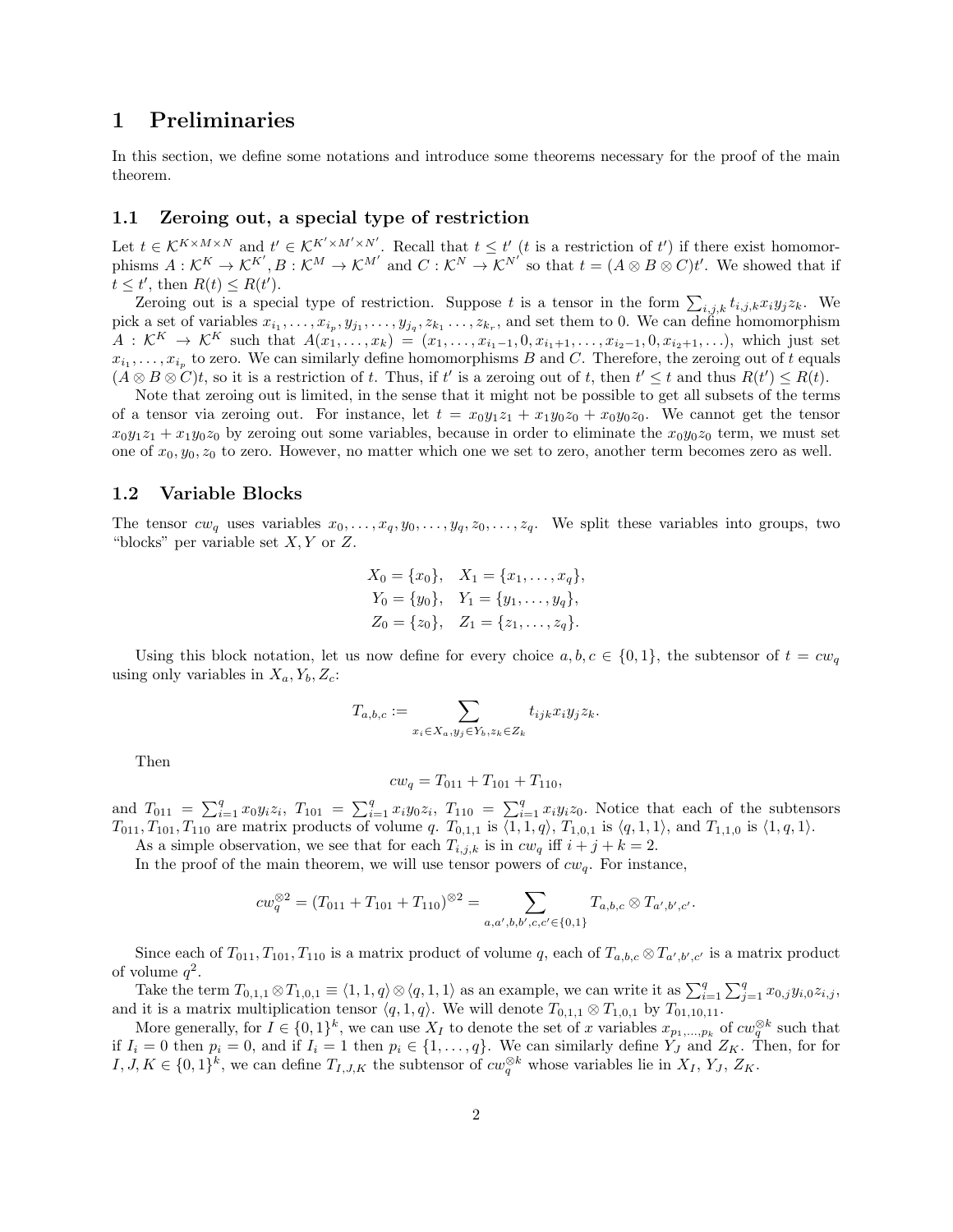# 1 Preliminaries

In this section, we define some notations and introduce some theorems necessary for the proof of the main theorem.

## 1.1 Zeroing out, a special type of restriction

Let $t \in \mathcal{K}^{K \times M \times N}$ and $t' \in \mathcal{K}^{K' \times M' \times N'}$. Recall that $t \leq t'$ ($t$ is a restriction of $t'$) if there exist homomorphisms $A : \mathcal{K}^K \to \mathcal{K}^{K'}, B : \mathcal{K}^M \to \mathcal{K}^{M'}$ and $C : \mathcal{K}^N \to \mathcal{K}^{N'}$ so that $t = (A \otimes B \otimes C)t'$. We showed that if $t \leq t'$, then $R(t) \leq R(t')$.

Zeroing out is a special type of restriction. Suppose $t$ is a tensor in the form $\sum_{i,j,k} t_{i,j,k} x_i y_j z_k$. We pick a set of variables $x_{i_1}, \ldots, x_{i_p}, y_{j_1}, \ldots, y_{j_q}, z_{k_1} \ldots, z_{k_r}$, and set them to 0. We can define homomorphism $A : \mathcal{K}^K \to \mathcal{K}^K$ such that $A(x_1, \ldots, x_k) = (x_1, \ldots, x_{i_1 - 1}, 0, x_{i_1+1}, \ldots, x_{i_2-1}, 0, x_{i_2+1}, \ldots)$, which just set $x_{i_1}, \ldots, x_{i_p}$ to zero. We can similarly define homomorphisms $B$ and $C$. Therefore, the zeroing out of $t$ equals $(A \otimes B \otimes C)t$, so it is a restriction of $t$. Thus, if $t'$ is a zeroing out of $t$, then $t' \leq t$ and thus $R(t') \leq R(t)$.

Note that zeroing out is limited, in the sense that it might not be possible to get all subsets of the terms of a tensor via zeroing out. For instance, let $t = x_0 y_1 z_1 + x_1 y_0 z_0 + x_0 y_0 z_0$. We cannot get the tensor $x_0 y_1 z_1 + x_1 y_0 z_0$ by zeroing out some variables, because in order to eliminate the $x_0 y_0 z_0$ term, we must set one of $x_0, y_0, z_0$ to zero. However, no matter which one we set to zero, another term becomes zero as well.

## 1.2 Variable Blocks

The tensor $cw_q$ uses variables $x_0, \ldots, x_q, y_0, \ldots, y_q, z_0, \ldots, z_q$. We split these variables into groups, two "blocks" per variable set $X, Y$ or $Z$.

$$X_0 = \{x_0\}, \quad X_1 = \{x_1, \ldots, x_q\},$$
$$Y_0 = \{y_0\}, \quad Y_1 = \{y_1, \ldots, y_q\},$$
$$Z_0 = \{z_0\}, \quad Z_1 = \{z_1, \ldots, z_q\}.$$

Using this block notation, let us now define for every choice $a, b, c \in \{0, 1\}$, the subtensor of $t = cw_q$ using only variables in $X_a, Y_b, Z_c$:

$$T_{a,b,c} := \sum_{x_i \in X_a, y_j \in Y_b, z_k \in Z_k} t_{ijk} x_i y_j z_k.$$

Then

$$cw_q = T_{011} + T_{101} + T_{110},$$

and $T_{011} = \sum_{i=1}^q x_0 y_i z_i$, $T_{101} = \sum_{i=1}^q x_i y_0 z_i$, $T_{110} = \sum_{i=1}^q x_i y_i z_0$. Notice that each of the subtensors $T_{011}, T_{101}, T_{110}$ are matrix products of volume $q$. $T_{0,1,1}$ is $\langle 1, 1, q \rangle$, $T_{1,0,1}$ is $\langle q, 1, 1 \rangle$, and $T_{1,1,0}$ is $\langle 1, q, 1 \rangle$.

As a simple observation, we see that for each $T_{i,j,k}$ is in $cw_q$ iff $i + j + k = 2$.

In the proof of the main theorem, we will use tensor powers of $cw_q$. For instance,

$$cw_q^{\otimes 2} = (T_{011} + T_{101} + T_{110})^{\otimes 2} = \sum_{a,a',b,b',c,c' \in \{0,1\}} T_{a,b,c} \otimes T_{a',b',c'}.$$

Since each of $T_{011}, T_{101}, T_{110}$ is a matrix product of volume $q$, each of $T_{a,b,c} \otimes T_{a',b',c'}$ is a matrix product of volume $q^2$.

Take the term $T_{0,1,1} \otimes T_{1,0,1} \equiv \langle 1, 1, q \rangle \otimes \langle q, 1, 1 \rangle$ as an example, we can write it as $\sum_{i=1}^q \sum_{j=1}^q x_{0,j} y_{i,0} z_{i,j}$, and it is a matrix multiplication tensor $\langle q, 1, q \rangle$. We will denote $T_{0,1,1} \otimes T_{1,0,1}$ by $T_{01,10,11}$.

More generally, for $I \in \{0,1\}^k$, we can use $X_I$ to denote the set of $x$ variables $x_{p_1,\ldots,p_k}$ of $cw_q^{\otimes k}$ such that if $I_i = 0$ then $p_i = 0$, and if $I_i = 1$ then $p_i \in \{1, \ldots, q\}$. We can similarly define $Y_J$ and $Z_K$. Then, for for $I, J, K \in \{0,1\}^k$, we can define $T_{I,J,K}$ the subtensor of $cw_q^{\otimes k}$ whose variables lie in $X_I$, $Y_J$, $Z_K$.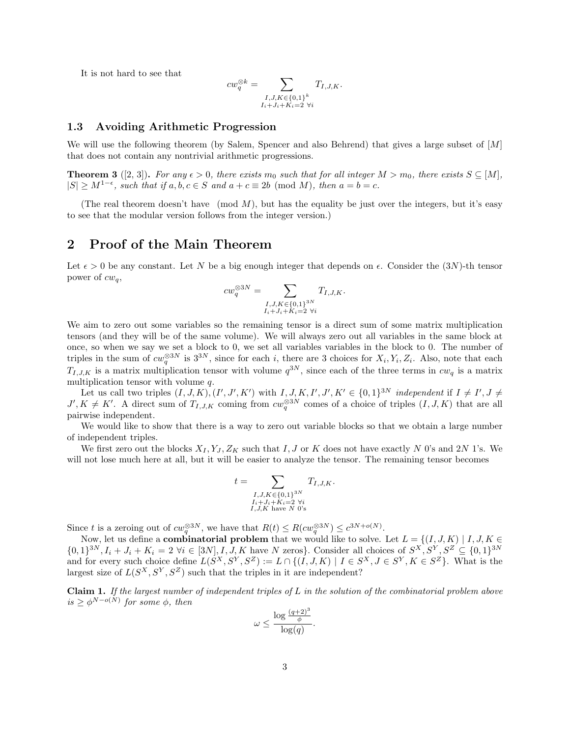It is not hard to see that

$$cw_q^{\otimes k} = \sum_{\substack{I,J,K \in \{0,1\}^k \\ I_i+J_i+K_i=2 \ \forall i}} T_{I,J,K}.$$

### 1.3 Avoiding Arithmetic Progression

We will use the following theorem (by Salem, Spencer and also Behrend) that gives a large subset of $[M]$ that does not contain any nontrivial arithmetic progressions.

**Theorem 3** ([2, 3])**.** *For any $\epsilon > 0$, there exists $m_0$ such that for all integer $M > m_0$, there exists $S \subseteq [M]$, $|S| \geq M^{1-\epsilon}$, such that if $a, b, c \in S$ and $a + c \equiv 2b \pmod M$, then $a = b = c$.*

(The real theorem doesn't have $\pmod M$, but has the equality be just over the integers, but it's easy to see that the modular version follows from the integer version.)

## 2 Proof of the Main Theorem

Let $\epsilon > 0$ be any constant. Let $N$ be a big enough integer that depends on $\epsilon$. Consider the $(3N)$-th tensor power of $cw_q$,

$$cw_q^{\otimes 3N} = \sum_{\substack{I,J,K \in \{0,1\}^{3N} \\ I_i+J_i+K_i=2 \ \forall i}} T_{I,J,K}.$$

We aim to zero out some variables so the remaining tensor is a direct sum of some matrix multiplication tensors (and they will be of the same volume). We will always zero out all variables in the same block at once, so when we say we set a block to 0, we set all variables variables in the block to 0. The number of triples in the sum of $cw_q^{\otimes 3N}$ is $3^{3N}$, since for each $i$, there are 3 choices for $X_i, Y_i, Z_i$. Also, note that each $T_{I,J,K}$ is a matrix multiplication tensor with volume $q^{3N}$, since each of the three terms in $cw_q$ is a matrix multiplication tensor with volume $q$.

Let us call two triples $(I, J, K), (I', J', K')$ with $I, J, K, I', J', K' \in \{0,1\}^{3N}$ *independent* if $I \neq I', J \neq J', K \neq K'$. A direct sum of $T_{I,J,K}$ coming from $cw_q^{\otimes 3N}$ comes of a choice of triples $(I, J, K)$ that are all pairwise independent.

We would like to show that there is a way to zero out variable blocks so that we obtain a large number of independent triples.

We first zero out the blocks $X_I, Y_J, Z_K$ such that $I, J$ or $K$ does not have exactly $N$ 0's and $2N$ 1's. We will not lose much here at all, but it will be easier to analyze the tensor. The remaining tensor becomes

$$t = \sum_{\substack{I,J,K \in \{0,1\}^{3N} \\ I_i+J_i+K_i=2 \ \forall i \\ I,J,K \text{ have } N \text{ 0's}}} T_{I,J,K}.$$

Since $t$ is a zeroing out of $cw_q^{\otimes 3N}$, we have that $R(t) \leq R(cw_q^{\otimes 3N}) \leq c^{3N+o(N)}$.

Now, let us define a **combinatorial problem** that we would like to solve. Let $L = \{(I, J, K) \mid I, J, K \in \{0,1\}^{3N}, I_i + J_i + K_i = 2 \ \forall i \in [3N], I, J, K \text{ have } N \text{ zeros}\}$. Consider all choices of $S^X, S^Y, S^Z \subseteq \{0,1\}^{3N}$ and for every such choice define $L(S^X, S^Y, S^Z) := L \cap \{(I, J, K) \mid I \in S^X, J \in S^Y, K \in S^Z\}$. What is the largest size of $L(S^X, S^Y, S^Z)$ such that the triples in it are independent?

**Claim 1.** *If the largest number of independent triples of $L$ in the solution of the combinatorial problem above is $\geq \phi^{N-o(N)}$ for some $\phi$, then*

$$\omega \leq \frac{\log \frac{(q+2)^3}{\phi}}{\log(q)}.$$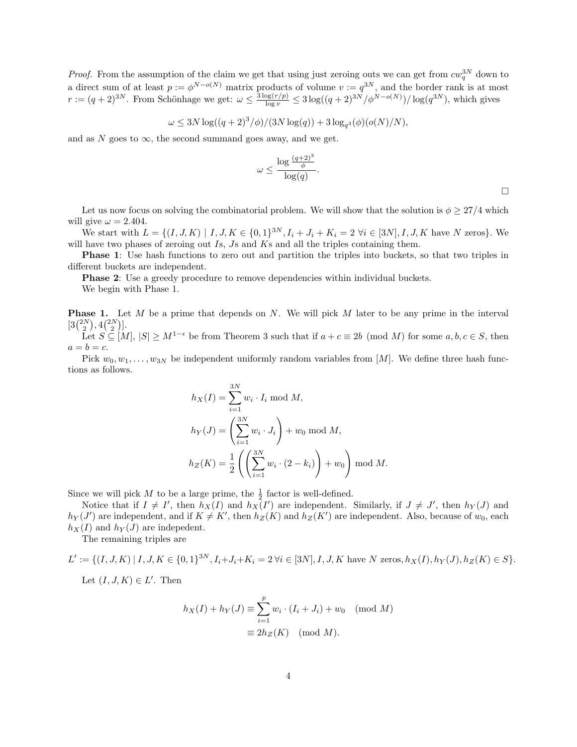*Proof.* From the assumption of the claim we get that using just zeroing outs we can get from $cw_q^{3N}$ down to a direct sum of at least $p := \phi^{N-o(N)}$ matrix products of volume $v := q^{3N}$, and the border rank is at most $r := (q+2)^{3N}$. From Schönhage we get: $\omega \leq \frac{3\log(r/p)}{\log v} \leq 3\log((q+2)^{3N}/\phi^{N-o(N)})/\log(q^{3N})$, which gives

$$\omega \leq 3N\log((q+2)^3/\phi)/(3N\log(q)) + 3\log_{q^3}(\phi)(o(N)/N),$$

and as $N$ goes to $\infty$, the second summand goes away, and we get.

$$\omega \leq \frac{\log\frac{(q+2)^3}{\phi}}{\log(q)}.$$

□

Let us now focus on solving the combinatorial problem. We will show that the solution is $\phi \geq 27/4$ which will give $\omega = 2.404$.

We start with $L = \{(I,J,K) \mid I,J,K \in \{0,1\}^{3N}, I_i + J_i + K_i = 2\ \forall i \in [3N], I,J,K \text{ have } N \text{ zeros}\}$. We will have two phases of zeroing out $I$s, $J$s and $K$s and all the triples containing them.

**Phase 1**: Use hash functions to zero out and partition the triples into buckets, so that two triples in different buckets are independent.

**Phase 2**: Use a greedy procedure to remove dependencies within individual buckets.

We begin with Phase 1.

**Phase 1.** Let $M$ be a prime that depends on $N$. We will pick $M$ later to be any prime in the interval $[3\binom{2N}{2}, 4\binom{2N}{2}]$.

Let $S \subseteq [M]$, $|S| \geq M^{1-\epsilon}$ be from Theorem 3 such that if $a + c \equiv 2b \pmod{M}$ for some $a,b,c \in S$, then $a = b = c$.

Pick $w_0, w_1, \ldots, w_{3N}$ be independent uniformly random variables from $[M]$. We define three hash functions as follows.

$$h_X(I) = \sum_{i=1}^{3N} w_i \cdot I_i \bmod M,$$

$$h_Y(J) = \left(\sum_{i=1}^{3N} w_i \cdot J_i\right) + w_0 \bmod M,$$

$$h_Z(K) = \frac{1}{2}\left(\left(\sum_{i=1}^{3N} w_i \cdot (2 - k_i)\right) + w_0\right) \bmod M.$$

Since we will pick $M$ to be a large prime, the $\frac{1}{2}$ factor is well-defined.

Notice that if $I \neq I'$, then $h_X(I)$ and $h_X(I')$ are independent. Similarly, if $J \neq J'$, then $h_Y(J)$ and $h_Y(J')$ are independent, and if $K \neq K'$, then $h_Z(K)$ and $h_Z(K')$ are independent. Also, because of $w_0$, each $h_X(I)$ and $h_Y(J)$ are indepedent.

The remaining triples are

$$L' := \{(I,J,K) \mid I,J,K \in \{0,1\}^{3N}, I_i + J_i + K_i = 2\ \forall i \in [3N], I,J,K \text{ have } N \text{ zeros}, h_X(I), h_Y(J), h_Z(K) \in S\}.$$

Let $(I,J,K) \in L'$. Then

$$\begin{aligned} h_X(I) + h_Y(J) &\equiv \sum_{i=1}^{p} w_i \cdot (I_i + J_i) + w_0 \pmod{M} \\ &\equiv 2h_Z(K) \pmod{M}. \end{aligned}$$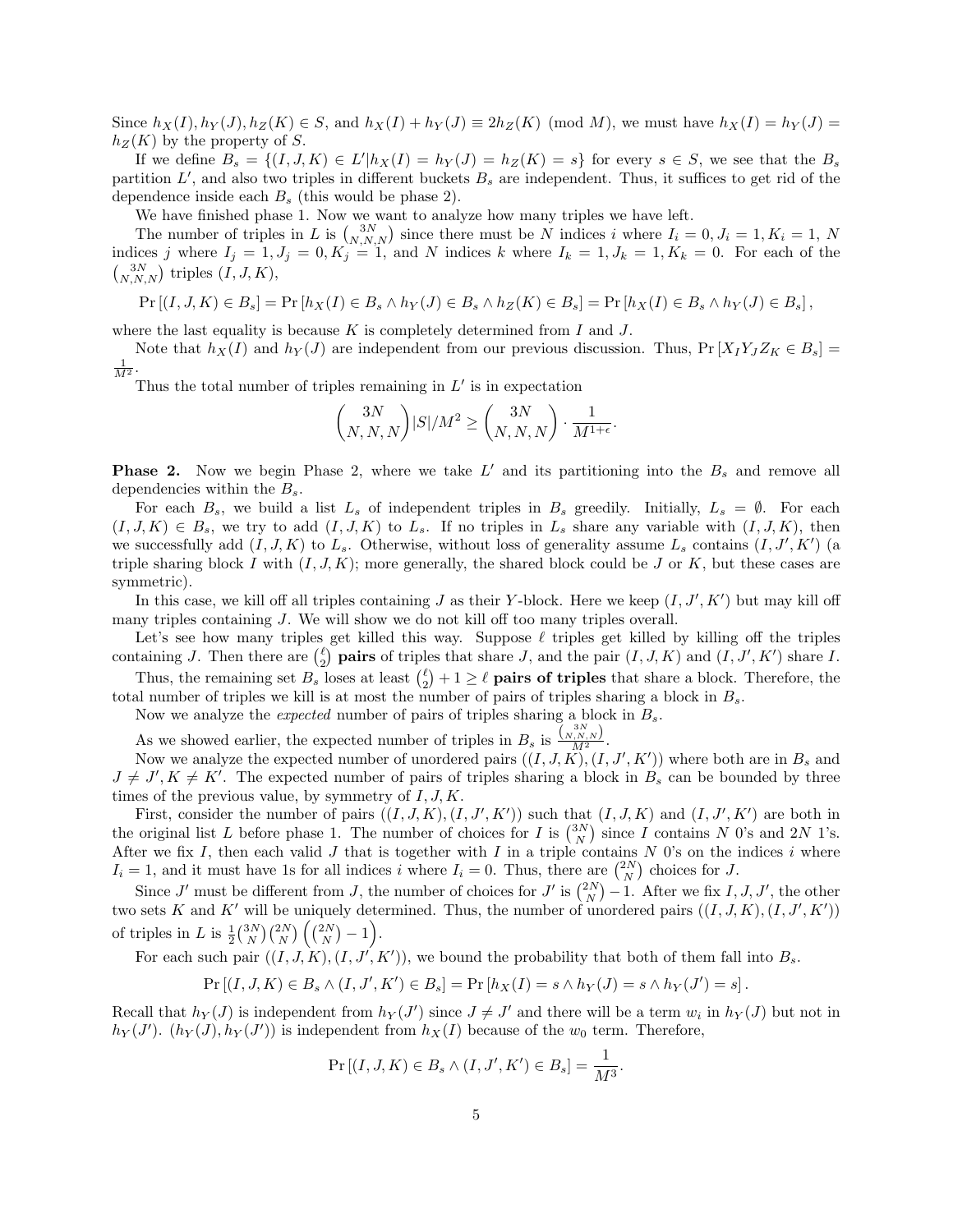Since $h_X(I), h_Y(J), h_Z(K) \in S$, and $h_X(I) + h_Y(J) \equiv 2h_Z(K) \pmod{M}$, we must have $h_X(I) = h_Y(J) = h_Z(K)$ by the property of $S$.

If we define $B_s = \{(I, J, K) \in L' | h_X(I) = h_Y(J) = h_Z(K) = s\}$ for every $s \in S$, we see that the $B_s$ partition $L'$, and also two triples in different buckets $B_s$ are independent. Thus, it suffices to get rid of the dependence inside each $B_s$ (this would be phase 2).

We have finished phase 1. Now we want to analyze how many triples we have left.

The number of triples in $L$ is $\binom{3N}{N,N,N}$ since there must be $N$ indices $i$ where $I_i = 0, J_i = 1, K_i = 1$, $N$ indices $j$ where $I_j = 1, J_j = 0, K_j = 1$, and $N$ indices $k$ where $I_k = 1, J_k = 1, K_k = 0$. For each of the $\binom{3N}{N,N,N}$ triples $(I, J, K)$,

$$\Pr\left[(I, J, K) \in B_s\right] = \Pr\left[h_X(I) \in B_s \wedge h_Y(J) \in B_s \wedge h_Z(K) \in B_s\right] = \Pr\left[h_X(I) \in B_s \wedge h_Y(J) \in B_s\right],$$

where the last equality is because $K$ is completely determined from $I$ and $J$.

Note that $h_X(I)$ and $h_Y(J)$ are independent from our previous discussion. Thus, $\Pr\left[X_I Y_J Z_K \in B_s\right] = \frac{1}{M^2}$.

Thus the total number of triples remaining in $L'$ is in expectation

$$\binom{3N}{N,N,N}|S|/M^2 \geq \binom{3N}{N,N,N} \cdot \frac{1}{M^{1+\epsilon}}.$$

**Phase 2.** Now we begin Phase 2, where we take $L'$ and its partitioning into the $B_s$ and remove all dependencies within the $B_s$.

For each $B_s$, we build a list $L_s$ of independent triples in $B_s$ greedily. Initially, $L_s = \emptyset$. For each $(I, J, K) \in B_s$, we try to add $(I, J, K)$ to $L_s$. If no triples in $L_s$ share any variable with $(I, J, K)$, then we successfully add $(I, J, K)$ to $L_s$. Otherwise, without loss of generality assume $L_s$ contains $(I, J', K')$ (a triple sharing block $I$ with $(I, J, K)$; more generally, the shared block could be $J$ or $K$, but these cases are symmetric).

In this case, we kill off all triples containing $J$ as their $Y$-block. Here we keep $(I, J', K')$ but may kill off many triples containing $J$. We will show we do not kill off too many triples overall.

Let's see how many triples get killed this way. Suppose $\ell$ triples get killed by killing off the triples containing $J$. Then there are $\binom{\ell}{2}$ **pairs** of triples that share $J$, and the pair $(I, J, K)$ and $(I, J', K')$ share $I$.

Thus, the remaining set $B_s$ loses at least $\binom{\ell}{2} + 1 \geq \ell$ **pairs of triples** that share a block. Therefore, the total number of triples we kill is at most the number of pairs of triples sharing a block in $B_s$.

Now we analyze the *expected* number of pairs of triples sharing a block in $B_s$.

As we showed earlier, the expected number of triples in $B_s$ is $\frac{\binom{3N}{N,N,N}}{M^2}$.

Now we analyze the expected number of unordered pairs $((I, J, K), (I, J', K'))$ where both are in $B_s$ and $J \neq J', K \neq K'$. The expected number of pairs of triples sharing a block in $B_s$ can be bounded by three times of the previous value, by symmetry of $I, J, K$.

First, consider the number of pairs $((I, J, K), (I, J', K'))$ such that $(I, J, K)$ and $(I, J', K')$ are both in the original list $L$ before phase 1. The number of choices for $I$ is $\binom{3N}{N}$ since $I$ contains $N$ 0's and $2N$ 1's. After we fix $I$, then each valid $J$ that is together with $I$ in a triple contains $N$ 0's on the indices $i$ where $I_i = 1$, and it must have 1s for all indices $i$ where $I_i = 0$. Thus, there are $\binom{2N}{N}$ choices for $J$.

Since $J'$ must be different from $J$, the number of choices for $J'$ is $\binom{2N}{N} - 1$. After we fix $I, J, J'$, the other two sets $K$ and $K'$ will be uniquely determined. Thus, the number of unordered pairs $((I, J, K), (I, J', K'))$ of triples in $L$ is $\frac{1}{2}\binom{3N}{N}\binom{2N}{N}\left(\binom{2N}{N} - 1\right)$.

For each such pair $((I, J, K), (I, J', K'))$, we bound the probability that both of them fall into $B_s$.

$$\Pr\left[(I, J, K) \in B_s \wedge (I, J', K') \in B_s\right] = \Pr\left[h_X(I) = s \wedge h_Y(J) = s \wedge h_Y(J') = s\right].$$

Recall that $h_Y(J)$ is independent from $h_Y(J')$ since $J \neq J'$ and there will be a term $w_i$ in $h_Y(J)$ but not in $h_Y(J')$. $(h_Y(J), h_Y(J'))$ is independent from $h_X(I)$ because of the $w_0$ term. Therefore,

$$\Pr\left[(I, J, K) \in B_s \wedge (I, J', K') \in B_s\right] = \frac{1}{M^3}.$$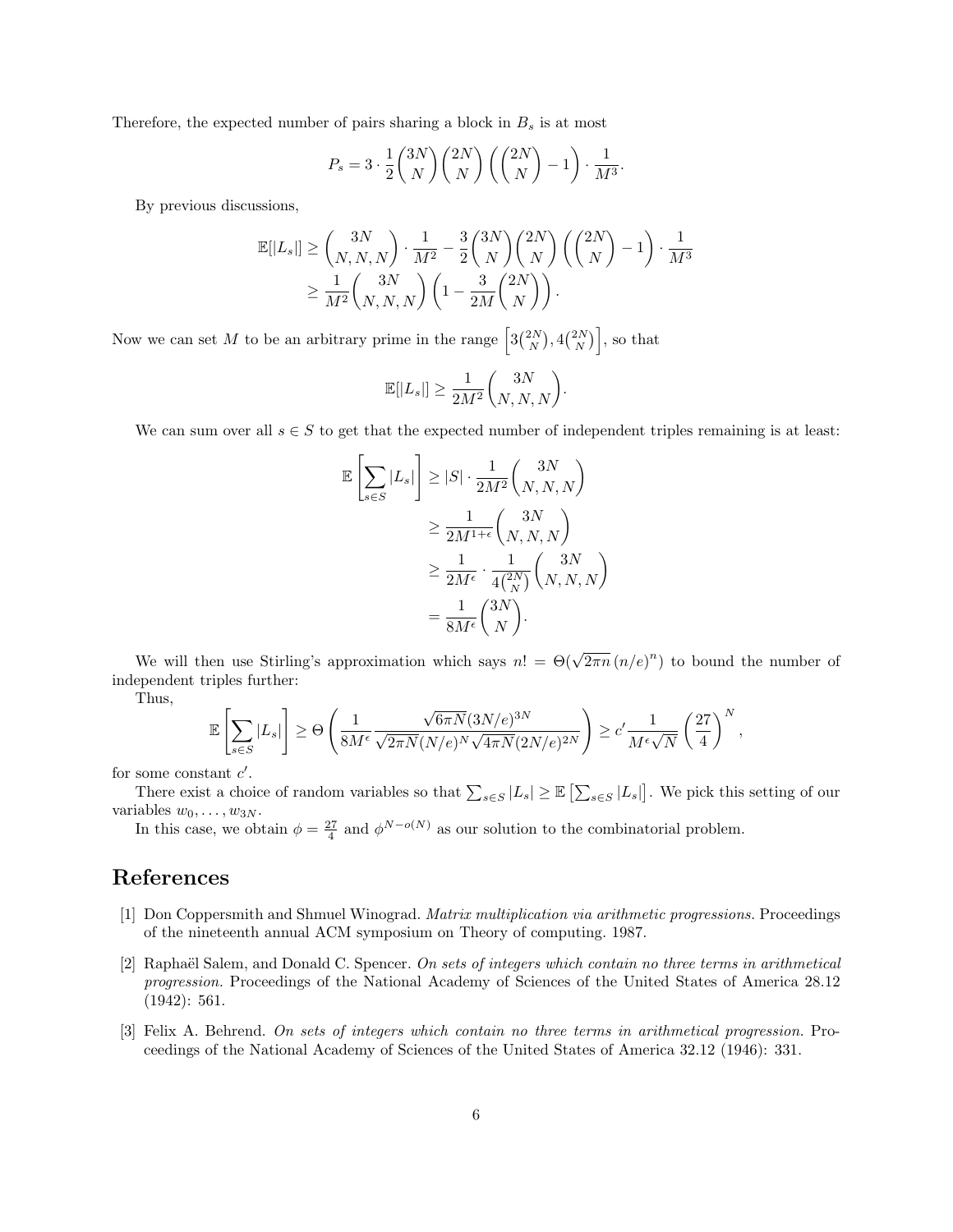Therefore, the expected number of pairs sharing a block in $B_s$ is at most

$$P_s = 3 \cdot \frac{1}{2}\binom{3N}{N}\binom{2N}{N}\left(\binom{2N}{N} - 1\right) \cdot \frac{1}{M^3}.$$

By previous discussions,

$$\begin{aligned}
\mathbb{E}[|L_s|] &\geq \binom{3N}{N,N,N} \cdot \frac{1}{M^2} - \frac{3}{2}\binom{3N}{N}\binom{2N}{N}\left(\binom{2N}{N} - 1\right) \cdot \frac{1}{M^3} \\
&\geq \frac{1}{M^2}\binom{3N}{N,N,N}\left(1 - \frac{3}{2M}\binom{2N}{N}\right).
\end{aligned}$$

Now we can set $M$ to be an arbitrary prime in the range $\left[3\binom{2N}{N}, 4\binom{2N}{N}\right]$, so that

$$\mathbb{E}[|L_s|] \geq \frac{1}{2M^2}\binom{3N}{N,N,N}.$$

We can sum over all $s \in S$ to get that the expected number of independent triples remaining is at least:

$$\begin{aligned}
\mathbb{E}\left[\sum_{s\in S} |L_s|\right] &\geq |S| \cdot \frac{1}{2M^2}\binom{3N}{N,N,N} \\
&\geq \frac{1}{2M^{1+\epsilon}}\binom{3N}{N,N,N} \\
&\geq \frac{1}{2M^{\epsilon}} \cdot \frac{1}{4\binom{2N}{N}}\binom{3N}{N,N,N} \\
&= \frac{1}{8M^{\epsilon}}\binom{3N}{N}.
\end{aligned}$$

We will then use Stirling's approximation which says $n! = \Theta(\sqrt{2\pi n}\,(n/e)^n)$ to bound the number of independent triples further:

Thus,

$$\mathbb{E}\left[\sum_{s\in S} |L_s|\right] \geq \Theta\left(\frac{1}{8M^{\epsilon}}\frac{\sqrt{6\pi N}(3N/e)^{3N}}{\sqrt{2\pi N}(N/e)^N\sqrt{4\pi N}(2N/e)^{2N}}\right) \geq c'\frac{1}{M^{\epsilon}\sqrt{N}}\left(\frac{27}{4}\right)^N,$$

for some constant $c'$.

There exist a choice of random variables so that $\sum_{s\in S}|L_s| \geq \mathbb{E}\left[\sum_{s\in S}|L_s|\right]$. We pick this setting of our variables $w_0, \ldots, w_{3N}$.

In this case, we obtain $\phi = \frac{27}{4}$ and $\phi^{N-o(N)}$ as our solution to the combinatorial problem.

# References

[1] Don Coppersmith and Shmuel Winograd. *Matrix multiplication via arithmetic progressions.* Proceedings of the nineteenth annual ACM symposium on Theory of computing. 1987.

[2] Raphaël Salem, and Donald C. Spencer. *On sets of integers which contain no three terms in arithmetical progression.* Proceedings of the National Academy of Sciences of the United States of America 28.12 (1942): 561.

[3] Felix A. Behrend. *On sets of integers which contain no three terms in arithmetical progression.* Proceedings of the National Academy of Sciences of the United States of America 32.12 (1946): 331.